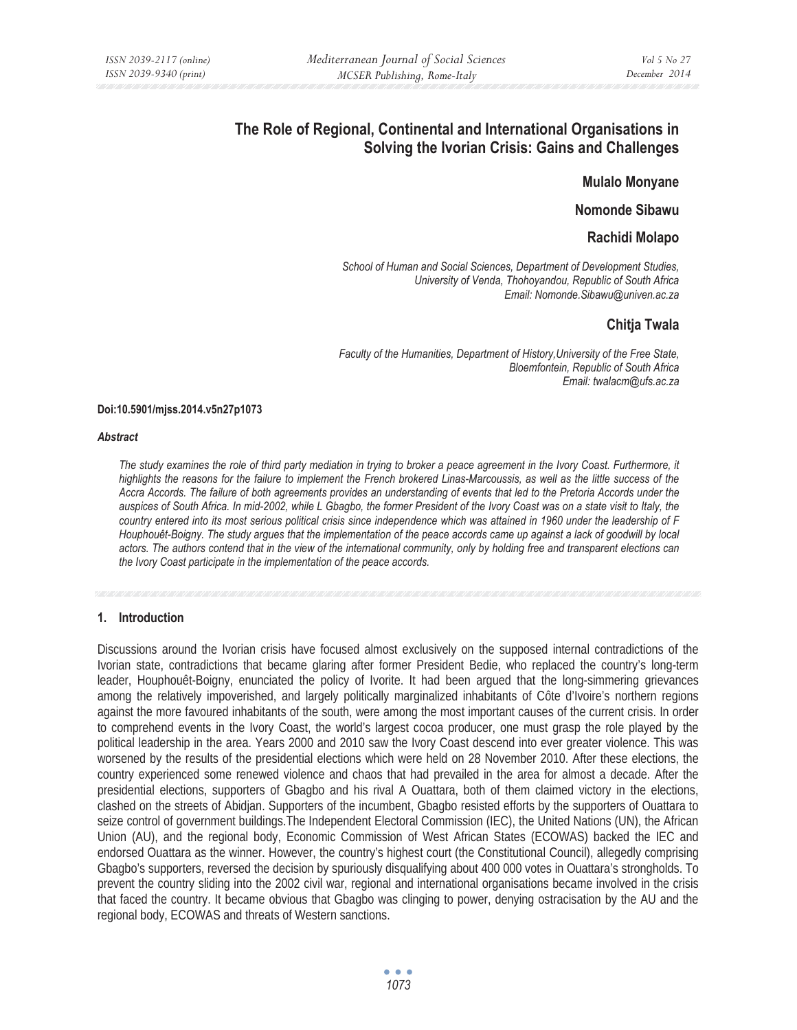# The Role of Regional, Continental and International Organisations in Solving the Ivorian Crisis: Gains and Challenges

**Mulalo Monyane**

**Nomonde Sibawu**

**Rachidi Molapo**

*School of Human and Social Sciences, Department of Development Studies, University of Venda, Thohoyandou, Republic of South Africa*
*Email: Nomonde.Sibawu@univen.ac.za*

**Chitja Twala**

*Faculty of the Humanities, Department of History,University of the Free State, Bloemfontein, Republic of South Africa*
*Email: twalacm@ufs.ac.za*

**Doi:10.5901/mjss.2014.v5n27p1073**

***Abstract***

*The study examines the role of third party mediation in trying to broker a peace agreement in the Ivory Coast. Furthermore, it highlights the reasons for the failure to implement the French brokered Linas-Marcoussis, as well as the little success of the Accra Accords. The failure of both agreements provides an understanding of events that led to the Pretoria Accords under the auspices of South Africa. In mid-2002, while L Gbagbo, the former President of the Ivory Coast was on a state visit to Italy, the country entered into its most serious political crisis since independence which was attained in 1960 under the leadership of F Houphouêt-Boigny. The study argues that the implementation of the peace accords came up against a lack of goodwill by local actors. The authors contend that in the view of the international community, only by holding free and transparent elections can the Ivory Coast participate in the implementation of the peace accords.*

## 1. Introduction

Discussions around the Ivorian crisis have focused almost exclusively on the supposed internal contradictions of the Ivorian state, contradictions that became glaring after former President Bedie, who replaced the country's long-term leader, Houphouêt-Boigny, enunciated the policy of Ivorite. It had been argued that the long-simmering grievances among the relatively impoverished, and largely politically marginalized inhabitants of Côte d'Ivoire's northern regions against the more favoured inhabitants of the south, were among the most important causes of the current crisis. In order to comprehend events in the Ivory Coast, the world's largest cocoa producer, one must grasp the role played by the political leadership in the area. Years 2000 and 2010 saw the Ivory Coast descend into ever greater violence. This was worsened by the results of the presidential elections which were held on 28 November 2010. After these elections, the country experienced some renewed violence and chaos that had prevailed in the area for almost a decade. After the presidential elections, supporters of Gbagbo and his rival A Ouattara, both of them claimed victory in the elections, clashed on the streets of Abidjan. Supporters of the incumbent, Gbagbo resisted efforts by the supporters of Ouattara to seize control of government buildings.The Independent Electoral Commission (IEC), the United Nations (UN), the African Union (AU), and the regional body, Economic Commission of West African States (ECOWAS) backed the IEC and endorsed Ouattara as the winner. However, the country's highest court (the Constitutional Council), allegedly comprising Gbagbo's supporters, reversed the decision by spuriously disqualifying about 400 000 votes in Ouattara's strongholds. To prevent the country sliding into the 2002 civil war, regional and international organisations became involved in the crisis that faced the country. It became obvious that Gbagbo was clinging to power, denying ostracisation by the AU and the regional body, ECOWAS and threats of Western sanctions.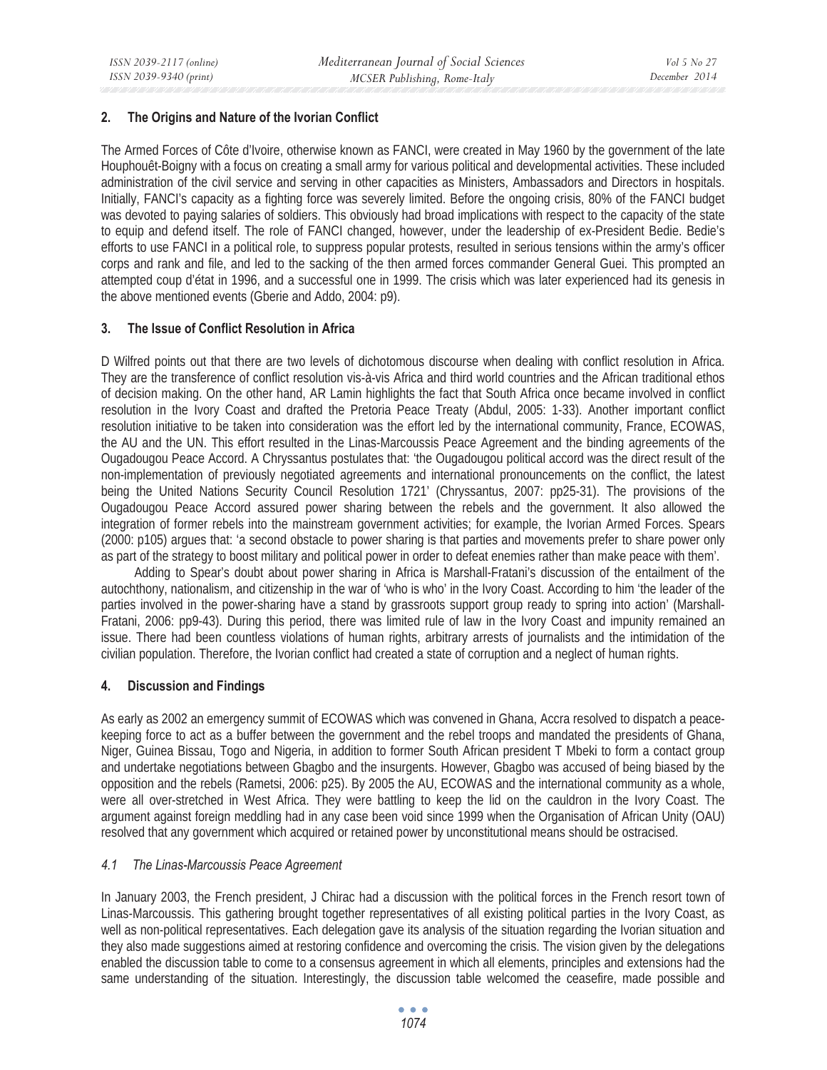## 2. The Origins and Nature of the Ivorian Conflict

The Armed Forces of Côte d'Ivoire, otherwise known as FANCI, were created in May 1960 by the government of the late Houphouêt-Boigny with a focus on creating a small army for various political and developmental activities. These included administration of the civil service and serving in other capacities as Ministers, Ambassadors and Directors in hospitals. Initially, FANCI's capacity as a fighting force was severely limited. Before the ongoing crisis, 80% of the FANCI budget was devoted to paying salaries of soldiers. This obviously had broad implications with respect to the capacity of the state to equip and defend itself. The role of FANCI changed, however, under the leadership of ex-President Bedie. Bedie's efforts to use FANCI in a political role, to suppress popular protests, resulted in serious tensions within the army's officer corps and rank and file, and led to the sacking of the then armed forces commander General Guei. This prompted an attempted coup d'état in 1996, and a successful one in 1999. The crisis which was later experienced had its genesis in the above mentioned events (Gberie and Addo, 2004: p9).

## 3. The Issue of Conflict Resolution in Africa

D Wilfred points out that there are two levels of dichotomous discourse when dealing with conflict resolution in Africa. They are the transference of conflict resolution vis-à-vis Africa and third world countries and the African traditional ethos of decision making. On the other hand, AR Lamin highlights the fact that South Africa once became involved in conflict resolution in the Ivory Coast and drafted the Pretoria Peace Treaty (Abdul, 2005: 1-33). Another important conflict resolution initiative to be taken into consideration was the effort led by the international community, France, ECOWAS, the AU and the UN. This effort resulted in the Linas-Marcoussis Peace Agreement and the binding agreements of the Ougadougou Peace Accord. A Chryssantus postulates that: 'the Ougadougou political accord was the direct result of the non-implementation of previously negotiated agreements and international pronouncements on the conflict, the latest being the United Nations Security Council Resolution 1721' (Chryssantus, 2007: pp25-31). The provisions of the Ougadougou Peace Accord assured power sharing between the rebels and the government. It also allowed the integration of former rebels into the mainstream government activities; for example, the Ivorian Armed Forces. Spears (2000: p105) argues that: 'a second obstacle to power sharing is that parties and movements prefer to share power only as part of the strategy to boost military and political power in order to defeat enemies rather than make peace with them'.

Adding to Spear's doubt about power sharing in Africa is Marshall-Fratani's discussion of the entailment of the autochthony, nationalism, and citizenship in the war of 'who is who' in the Ivory Coast. According to him 'the leader of the parties involved in the power-sharing have a stand by grassroots support group ready to spring into action' (Marshall-Fratani, 2006: pp9-43). During this period, there was limited rule of law in the Ivory Coast and impunity remained an issue. There had been countless violations of human rights, arbitrary arrests of journalists and the intimidation of the civilian population. Therefore, the Ivorian conflict had created a state of corruption and a neglect of human rights.

## 4. Discussion and Findings

As early as 2002 an emergency summit of ECOWAS which was convened in Ghana, Accra resolved to dispatch a peace-keeping force to act as a buffer between the government and the rebel troops and mandated the presidents of Ghana, Niger, Guinea Bissau, Togo and Nigeria, in addition to former South African president T Mbeki to form a contact group and undertake negotiations between Gbagbo and the insurgents. However, Gbagbo was accused of being biased by the opposition and the rebels (Rametsi, 2006: p25). By 2005 the AU, ECOWAS and the international community as a whole, were all over-stretched in West Africa. They were battling to keep the lid on the cauldron in the Ivory Coast. The argument against foreign meddling had in any case been void since 1999 when the Organisation of African Unity (OAU) resolved that any government which acquired or retained power by unconstitutional means should be ostracised.

### *4.1 The Linas-Marcoussis Peace Agreement*

In January 2003, the French president, J Chirac had a discussion with the political forces in the French resort town of Linas-Marcoussis. This gathering brought together representatives of all existing political parties in the Ivory Coast, as well as non-political representatives. Each delegation gave its analysis of the situation regarding the Ivorian situation and they also made suggestions aimed at restoring confidence and overcoming the crisis. The vision given by the delegations enabled the discussion table to come to a consensus agreement in which all elements, principles and extensions had the same understanding of the situation. Interestingly, the discussion table welcomed the ceasefire, made possible and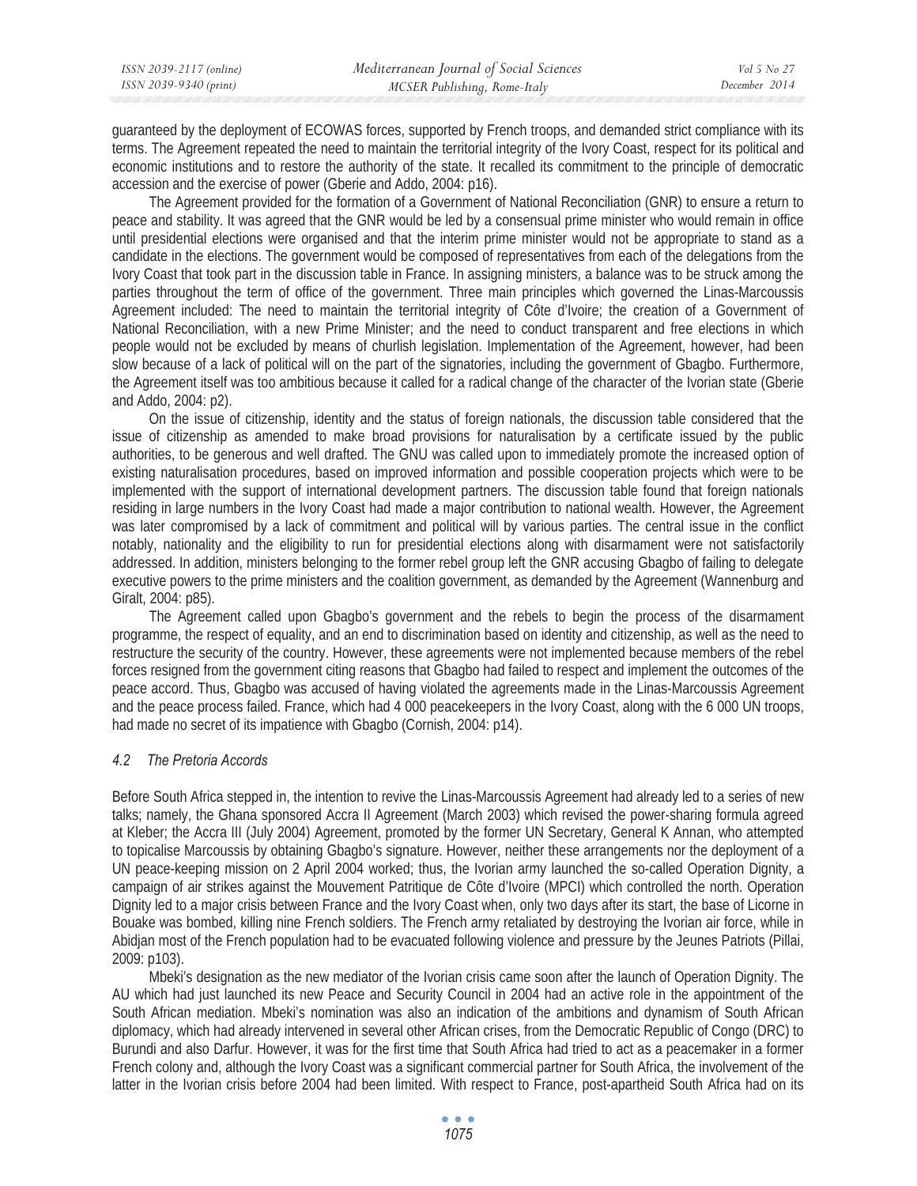guaranteed by the deployment of ECOWAS forces, supported by French troops, and demanded strict compliance with its terms. The Agreement repeated the need to maintain the territorial integrity of the Ivory Coast, respect for its political and economic institutions and to restore the authority of the state. It recalled its commitment to the principle of democratic accession and the exercise of power (Gberie and Addo, 2004: p16).

The Agreement provided for the formation of a Government of National Reconciliation (GNR) to ensure a return to peace and stability. It was agreed that the GNR would be led by a consensual prime minister who would remain in office until presidential elections were organised and that the interim prime minister would not be appropriate to stand as a candidate in the elections. The government would be composed of representatives from each of the delegations from the Ivory Coast that took part in the discussion table in France. In assigning ministers, a balance was to be struck among the parties throughout the term of office of the government. Three main principles which governed the Linas-Marcoussis Agreement included: The need to maintain the territorial integrity of Côte d'Ivoire; the creation of a Government of National Reconciliation, with a new Prime Minister; and the need to conduct transparent and free elections in which people would not be excluded by means of churlish legislation. Implementation of the Agreement, however, had been slow because of a lack of political will on the part of the signatories, including the government of Gbagbo. Furthermore, the Agreement itself was too ambitious because it called for a radical change of the character of the Ivorian state (Gberie and Addo, 2004: p2).

On the issue of citizenship, identity and the status of foreign nationals, the discussion table considered that the issue of citizenship as amended to make broad provisions for naturalisation by a certificate issued by the public authorities, to be generous and well drafted. The GNU was called upon to immediately promote the increased option of existing naturalisation procedures, based on improved information and possible cooperation projects which were to be implemented with the support of international development partners. The discussion table found that foreign nationals residing in large numbers in the Ivory Coast had made a major contribution to national wealth. However, the Agreement was later compromised by a lack of commitment and political will by various parties. The central issue in the conflict notably, nationality and the eligibility to run for presidential elections along with disarmament were not satisfactorily addressed. In addition, ministers belonging to the former rebel group left the GNR accusing Gbagbo of failing to delegate executive powers to the prime ministers and the coalition government, as demanded by the Agreement (Wannenburg and Giralt, 2004: p85).

The Agreement called upon Gbagbo's government and the rebels to begin the process of the disarmament programme, the respect of equality, and an end to discrimination based on identity and citizenship, as well as the need to restructure the security of the country. However, these agreements were not implemented because members of the rebel forces resigned from the government citing reasons that Gbagbo had failed to respect and implement the outcomes of the peace accord. Thus, Gbagbo was accused of having violated the agreements made in the Linas-Marcoussis Agreement and the peace process failed. France, which had 4 000 peacekeepers in the Ivory Coast, along with the 6 000 UN troops, had made no secret of its impatience with Gbagbo (Cornish, 2004: p14).

### *4.2 The Pretoria Accords*

Before South Africa stepped in, the intention to revive the Linas-Marcoussis Agreement had already led to a series of new talks; namely, the Ghana sponsored Accra II Agreement (March 2003) which revised the power-sharing formula agreed at Kleber; the Accra III (July 2004) Agreement, promoted by the former UN Secretary, General K Annan, who attempted to topicalise Marcoussis by obtaining Gbagbo's signature. However, neither these arrangements nor the deployment of a UN peace-keeping mission on 2 April 2004 worked; thus, the Ivorian army launched the so-called Operation Dignity, a campaign of air strikes against the Mouvement Patritique de Côte d'Ivoire (MPCI) which controlled the north. Operation Dignity led to a major crisis between France and the Ivory Coast when, only two days after its start, the base of Licorne in Bouake was bombed, killing nine French soldiers. The French army retaliated by destroying the Ivorian air force, while in Abidjan most of the French population had to be evacuated following violence and pressure by the Jeunes Patriots (Pillai, 2009: p103).

Mbeki's designation as the new mediator of the Ivorian crisis came soon after the launch of Operation Dignity. The AU which had just launched its new Peace and Security Council in 2004 had an active role in the appointment of the South African mediation. Mbeki's nomination was also an indication of the ambitions and dynamism of South African diplomacy, which had already intervened in several other African crises, from the Democratic Republic of Congo (DRC) to Burundi and also Darfur. However, it was for the first time that South Africa had tried to act as a peacemaker in a former French colony and, although the Ivory Coast was a significant commercial partner for South Africa, the involvement of the latter in the Ivorian crisis before 2004 had been limited. With respect to France, post-apartheid South Africa had on its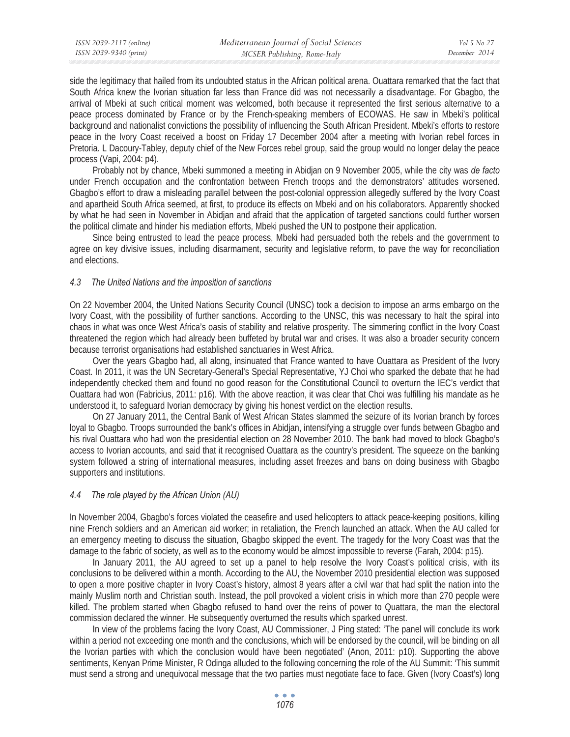side the legitimacy that hailed from its undoubted status in the African political arena. Ouattara remarked that the fact that South Africa knew the Ivorian situation far less than France did was not necessarily a disadvantage. For Gbagbo, the arrival of Mbeki at such critical moment was welcomed, both because it represented the first serious alternative to a peace process dominated by France or by the French-speaking members of ECOWAS. He saw in Mbeki's political background and nationalist convictions the possibility of influencing the South African President. Mbeki's efforts to restore peace in the Ivory Coast received a boost on Friday 17 December 2004 after a meeting with Ivorian rebel forces in Pretoria. L Dacoury-Tabley, deputy chief of the New Forces rebel group, said the group would no longer delay the peace process (Vapi, 2004: p4).

Probably not by chance, Mbeki summoned a meeting in Abidjan on 9 November 2005, while the city was *de facto* under French occupation and the confrontation between French troops and the demonstrators' attitudes worsened. Gbagbo's effort to draw a misleading parallel between the post-colonial oppression allegedly suffered by the Ivory Coast and apartheid South Africa seemed, at first, to produce its effects on Mbeki and on his collaborators. Apparently shocked by what he had seen in November in Abidjan and afraid that the application of targeted sanctions could further worsen the political climate and hinder his mediation efforts, Mbeki pushed the UN to postpone their application.

Since being entrusted to lead the peace process, Mbeki had persuaded both the rebels and the government to agree on key divisive issues, including disarmament, security and legislative reform, to pave the way for reconciliation and elections.

### *4.3 The United Nations and the imposition of sanctions*

On 22 November 2004, the United Nations Security Council (UNSC) took a decision to impose an arms embargo on the Ivory Coast, with the possibility of further sanctions. According to the UNSC, this was necessary to halt the spiral into chaos in what was once West Africa's oasis of stability and relative prosperity. The simmering conflict in the Ivory Coast threatened the region which had already been buffeted by brutal war and crises. It was also a broader security concern because terrorist organisations had established sanctuaries in West Africa.

Over the years Gbagbo had, all along, insinuated that France wanted to have Ouattara as President of the Ivory Coast. In 2011, it was the UN Secretary-General's Special Representative, YJ Choi who sparked the debate that he had independently checked them and found no good reason for the Constitutional Council to overturn the IEC's verdict that Ouattara had won (Fabricius, 2011: p16). With the above reaction, it was clear that Choi was fulfilling his mandate as he understood it, to safeguard Ivorian democracy by giving his honest verdict on the election results.

On 27 January 2011, the Central Bank of West African States slammed the seizure of its Ivorian branch by forces loyal to Gbagbo. Troops surrounded the bank's offices in Abidjan, intensifying a struggle over funds between Gbagbo and his rival Ouattara who had won the presidential election on 28 November 2010. The bank had moved to block Gbagbo's access to Ivorian accounts, and said that it recognised Ouattara as the country's president. The squeeze on the banking system followed a string of international measures, including asset freezes and bans on doing business with Gbagbo supporters and institutions.

### *4.4 The role played by the African Union (AU)*

In November 2004, Gbagbo's forces violated the ceasefire and used helicopters to attack peace-keeping positions, killing nine French soldiers and an American aid worker; in retaliation, the French launched an attack. When the AU called for an emergency meeting to discuss the situation, Gbagbo skipped the event. The tragedy for the Ivory Coast was that the damage to the fabric of society, as well as to the economy would be almost impossible to reverse (Farah, 2004: p15).

In January 2011, the AU agreed to set up a panel to help resolve the Ivory Coast's political crisis, with its conclusions to be delivered within a month. According to the AU, the November 2010 presidential election was supposed to open a more positive chapter in Ivory Coast's history, almost 8 years after a civil war that had split the nation into the mainly Muslim north and Christian south. Instead, the poll provoked a violent crisis in which more than 270 people were killed. The problem started when Gbagbo refused to hand over the reins of power to Ouattara, the man the electoral commission declared the winner. He subsequently overturned the results which sparked unrest.

In view of the problems facing the Ivory Coast, AU Commissioner, J Ping stated: 'The panel will conclude its work within a period not exceeding one month and the conclusions, which will be endorsed by the council, will be binding on all the Ivorian parties with which the conclusion would have been negotiated' (Anon, 2011: p10). Supporting the above sentiments, Kenyan Prime Minister, R Odinga alluded to the following concerning the role of the AU Summit: 'This summit must send a strong and unequivocal message that the two parties must negotiate face to face. Given (Ivory Coast's) long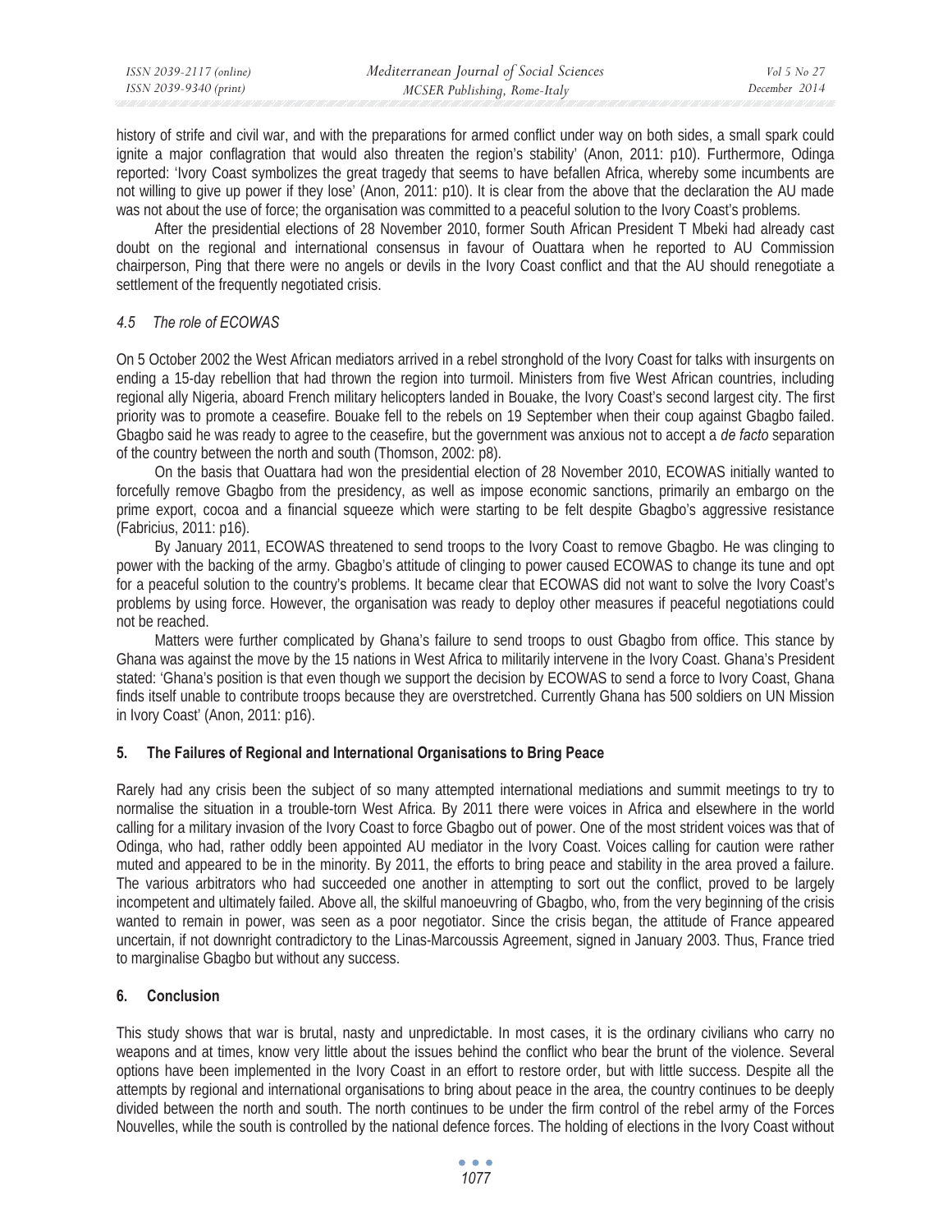history of strife and civil war, and with the preparations for armed conflict under way on both sides, a small spark could ignite a major conflagration that would also threaten the region's stability' (Anon, 2011: p10). Furthermore, Odinga reported: 'Ivory Coast symbolizes the great tragedy that seems to have befallen Africa, whereby some incumbents are not willing to give up power if they lose' (Anon, 2011: p10). It is clear from the above that the declaration the AU made was not about the use of force; the organisation was committed to a peaceful solution to the Ivory Coast's problems.

After the presidential elections of 28 November 2010, former South African President T Mbeki had already cast doubt on the regional and international consensus in favour of Ouattara when he reported to AU Commission chairperson, Ping that there were no angels or devils in the Ivory Coast conflict and that the AU should renegotiate a settlement of the frequently negotiated crisis.

### *4.5 The role of ECOWAS*

On 5 October 2002 the West African mediators arrived in a rebel stronghold of the Ivory Coast for talks with insurgents on ending a 15-day rebellion that had thrown the region into turmoil. Ministers from five West African countries, including regional ally Nigeria, aboard French military helicopters landed in Bouake, the Ivory Coast's second largest city. The first priority was to promote a ceasefire. Bouake fell to the rebels on 19 September when their coup against Gbagbo failed. Gbagbo said he was ready to agree to the ceasefire, but the government was anxious not to accept a *de facto* separation of the country between the north and south (Thomson, 2002: p8).

On the basis that Ouattara had won the presidential election of 28 November 2010, ECOWAS initially wanted to forcefully remove Gbagbo from the presidency, as well as impose economic sanctions, primarily an embargo on the prime export, cocoa and a financial squeeze which were starting to be felt despite Gbagbo's aggressive resistance (Fabricius, 2011: p16).

By January 2011, ECOWAS threatened to send troops to the Ivory Coast to remove Gbagbo. He was clinging to power with the backing of the army. Gbagbo's attitude of clinging to power caused ECOWAS to change its tune and opt for a peaceful solution to the country's problems. It became clear that ECOWAS did not want to solve the Ivory Coast's problems by using force. However, the organisation was ready to deploy other measures if peaceful negotiations could not be reached.

Matters were further complicated by Ghana's failure to send troops to oust Gbagbo from office. This stance by Ghana was against the move by the 15 nations in West Africa to militarily intervene in the Ivory Coast. Ghana's President stated: 'Ghana's position is that even though we support the decision by ECOWAS to send a force to Ivory Coast, Ghana finds itself unable to contribute troops because they are overstretched. Currently Ghana has 500 soldiers on UN Mission in Ivory Coast' (Anon, 2011: p16).

## 5. The Failures of Regional and International Organisations to Bring Peace

Rarely had any crisis been the subject of so many attempted international mediations and summit meetings to try to normalise the situation in a trouble-torn West Africa. By 2011 there were voices in Africa and elsewhere in the world calling for a military invasion of the Ivory Coast to force Gbagbo out of power. One of the most strident voices was that of Odinga, who had, rather oddly been appointed AU mediator in the Ivory Coast. Voices calling for caution were rather muted and appeared to be in the minority. By 2011, the efforts to bring peace and stability in the area proved a failure. The various arbitrators who had succeeded one another in attempting to sort out the conflict, proved to be largely incompetent and ultimately failed. Above all, the skilful manoeuvring of Gbagbo, who, from the very beginning of the crisis wanted to remain in power, was seen as a poor negotiator. Since the crisis began, the attitude of France appeared uncertain, if not downright contradictory to the Linas-Marcoussis Agreement, signed in January 2003. Thus, France tried to marginalise Gbagbo but without any success.

## 6. Conclusion

This study shows that war is brutal, nasty and unpredictable. In most cases, it is the ordinary civilians who carry no weapons and at times, know very little about the issues behind the conflict who bear the brunt of the violence. Several options have been implemented in the Ivory Coast in an effort to restore order, but with little success. Despite all the attempts by regional and international organisations to bring about peace in the area, the country continues to be deeply divided between the north and south. The north continues to be under the firm control of the rebel army of the Forces Nouvelles, while the south is controlled by the national defence forces. The holding of elections in the Ivory Coast without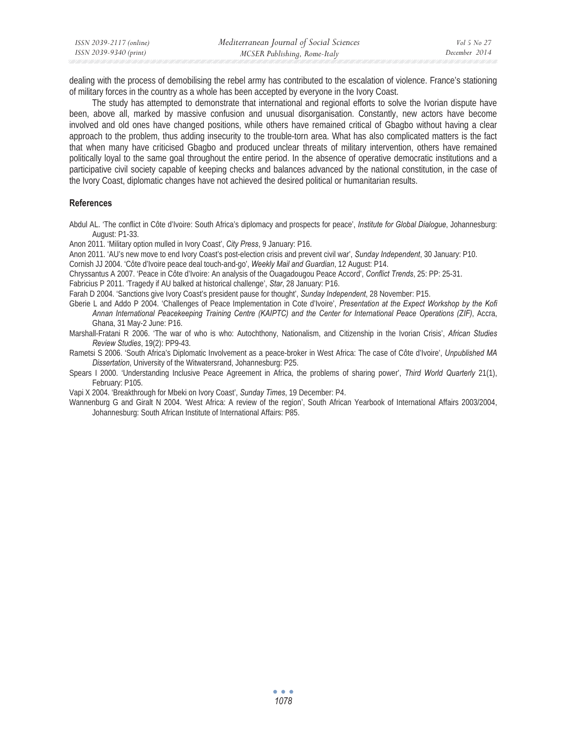dealing with the process of demobilising the rebel army has contributed to the escalation of violence. France's stationing of military forces in the country as a whole has been accepted by everyone in the Ivory Coast.

The study has attempted to demonstrate that international and regional efforts to solve the Ivorian dispute have been, above all, marked by massive confusion and unusual disorganisation. Constantly, new actors have become involved and old ones have changed positions, while others have remained critical of Gbagbo without having a clear approach to the problem, thus adding insecurity to the trouble-torn area. What has also complicated matters is the fact that when many have criticised Gbagbo and produced unclear threats of military intervention, others have remained politically loyal to the same goal throughout the entire period. In the absence of operative democratic institutions and a participative civil society capable of keeping checks and balances advanced by the national constitution, in the case of the Ivory Coast, diplomatic changes have not achieved the desired political or humanitarian results.

## References

Abdul AL. 'The conflict in Côte d'Ivoire: South Africa's diplomacy and prospects for peace', *Institute for Global Dialogue*, Johannesburg: August: P1-33.

Anon 2011. 'Military option mulled in Ivory Coast', *City Press*, 9 January: P16.

Anon 2011. 'AU's new move to end Ivory Coast's post-election crisis and prevent civil war', *Sunday Independent*, 30 January: P10.

Cornish JJ 2004. 'Côte d'Ivoire peace deal touch-and-go', *Weekly Mail and Guardian*, 12 August: P14.

Chryssantus A 2007. 'Peace in Côte d'Ivoire: An analysis of the Ouagadougou Peace Accord', *Conflict Trends*, 25: PP: 25-31.

Fabricius P 2011. 'Tragedy if AU balked at historical challenge', *Star*, 28 January: P16.

Farah D 2004. 'Sanctions give Ivory Coast's president pause for thought', *Sunday Independent*, 28 November: P15.

Gberie L and Addo P 2004. 'Challenges of Peace Implementation in Cote d'Ivoire', *Presentation at the Expect Workshop by the Kofi Annan International Peacekeeping Training Centre (KAIPTC) and the Center for International Peace Operations (ZIF)*, Accra, Ghana, 31 May-2 June: P16.

Marshall-Fratani R 2006. 'The war of who is who: Autochthony, Nationalism, and Citizenship in the Ivorian Crisis', *African Studies Review Studies*, 19(2): PP9-43.

Rametsi S 2006. 'South Africa's Diplomatic Involvement as a peace-broker in West Africa: The case of Côte d'Ivoire', *Unpublished MA Dissertation*, University of the Witwatersrand, Johannesburg: P25.

Spears I 2000. 'Understanding Inclusive Peace Agreement in Africa, the problems of sharing power', *Third World Quarterly* 21(1), February: P105.

Vapi X 2004. 'Breakthrough for Mbeki on Ivory Coast', *Sunday Times*, 19 December: P4.

Wannenburg G and Giralt N 2004. 'West Africa: A review of the region', South African Yearbook of International Affairs 2003/2004, Johannesburg: South African Institute of International Affairs: P85.